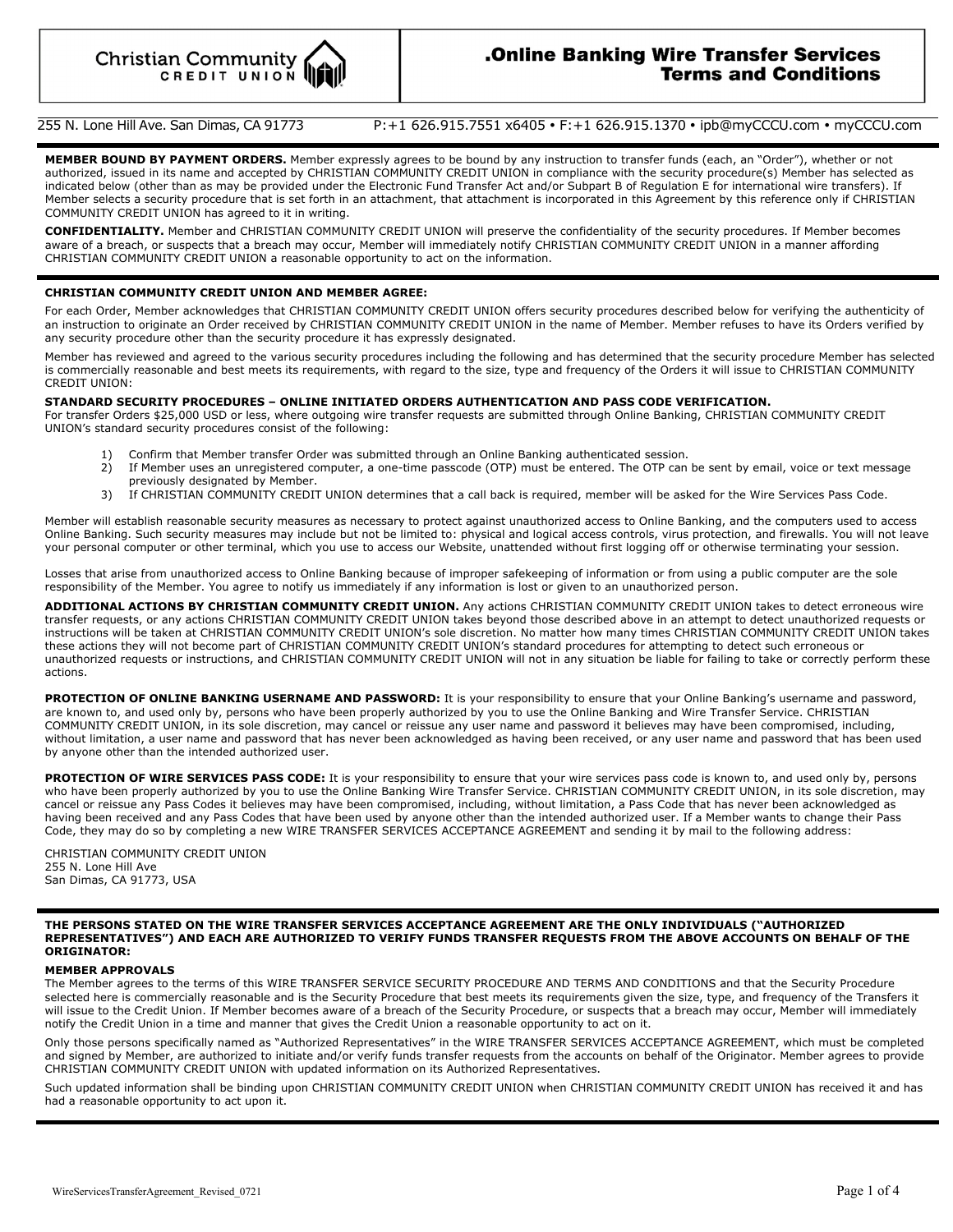Christian Community CREDIT UNION

# .Online Banking Wire Transfer Services Terms and Conditions

255 N. Lone Hill Ave. San Dimas, CA 91773 P:+1 626.915.7551 x6405 • F:+1 626.915.1370 • ipb@myCCCU.com • myCCCU.com

**MEMBER BOUND BY PAYMENT ORDERS.** Member expressly agrees to be bound by any instruction to transfer funds (each, an "Order"), whether or not authorized, issued in its name and accepted by CHRISTIAN COMMUNITY CREDIT UNION in compliance with the security procedure(s) Member has selected as indicated below (other than as may be provided under the Electronic Fund Transfer Act and/or Subpart B of Regulation E for international wire transfers). If Member selects a security procedure that is set forth in an attachment, that attachment is incorporated in this Agreement by this reference only if CHRISTIAN COMMUNITY CREDIT UNION has agreed to it in writing.

**CONFIDENTIALITY.** Member and CHRISTIAN COMMUNITY CREDIT UNION will preserve the confidentiality of the security procedures. If Member becomes aware of a breach, or suspects that a breach may occur, Member will immediately notify CHRISTIAN COMMUNITY CREDIT UNION in a manner affording CHRISTIAN COMMUNITY CREDIT UNION a reasonable opportunity to act on the information.

**CHRISTIAN COMMUNITY CREDIT UNION AND MEMBER AGREE:**

For each Order, Member acknowledges that CHRISTIAN COMMUNITY CREDIT UNION offers security procedures described below for verifying the authenticity of an instruction to originate an Order received by CHRISTIAN COMMUNITY CREDIT UNION in the name of Member. Member refuses to have its Orders verified by any security procedure other than the security procedure it has expressly designated.

Member has reviewed and agreed to the various security procedures including the following and has determined that the security procedure Member has selected is commercially reasonable and best meets its requirements, with regard to the size, type and frequency of the Orders it will issue to CHRISTIAN COMMUNITY CREDIT UNION:

**STANDARD SECURITY PROCEDURES – ONLINE INITIATED ORDERS AUTHENTICATION AND PASS CODE VERIFICATION.**

For transfer Orders $25,000 USD or less, where outgoing wire transfer requests are submitted through Online Banking, CHRISTIAN COMMUNITY CREDIT UNION's standard security procedures consist of the following:

1) Confirm that Member transfer Order was submitted through an Online Banking authenticated session.
2) If Member uses an unregistered computer, a one-time passcode (OTP) must be entered. The OTP can be sent by email, voice or text message previously designated by Member.
3) If CHRISTIAN COMMUNITY CREDIT UNION determines that a call back is required, member will be asked for the Wire Services Pass Code.

Member will establish reasonable security measures as necessary to protect against unauthorized access to Online Banking, and the computers used to access Online Banking. Such security measures may include but not be limited to: physical and logical access controls, virus protection, and firewalls. You will not leave your personal computer or other terminal, which you use to access our Website, unattended without first logging off or otherwise terminating your session.

Losses that arise from unauthorized access to Online Banking because of improper safekeeping of information or from using a public computer are the sole responsibility of the Member. You agree to notify us immediately if any information is lost or given to an unauthorized person.

**ADDITIONAL ACTIONS BY CHRISTIAN COMMUNITY CREDIT UNION.** Any actions CHRISTIAN COMMUNITY CREDIT UNION takes to detect erroneous wire transfer requests, or any actions CHRISTIAN COMMUNITY CREDIT UNION takes beyond those described above in an attempt to detect unauthorized requests or instructions will be taken at CHRISTIAN COMMUNITY CREDIT UNION's sole discretion. No matter how many times CHRISTIAN COMMUNITY CREDIT UNION takes these actions they will not become part of CHRISTIAN COMMUNITY CREDIT UNION's standard procedures for attempting to detect such erroneous or unauthorized requests or instructions, and CHRISTIAN COMMUNITY CREDIT UNION will not in any situation be liable for failing to take or correctly perform these actions.

**PROTECTION OF ONLINE BANKING USERNAME AND PASSWORD:** It is your responsibility to ensure that your Online Banking's username and password, are known to, and used only by, persons who have been properly authorized by you to use the Online Banking and Wire Transfer Service. CHRISTIAN COMMUNITY CREDIT UNION, in its sole discretion, may cancel or reissue any user name and password it believes may have been compromised, including, without limitation, a user name and password that has never been acknowledged as having been received, or any user name and password that has been used by anyone other than the intended authorized user.

**PROTECTION OF WIRE SERVICES PASS CODE:** It is your responsibility to ensure that your wire services pass code is known to, and used only by, persons who have been properly authorized by you to use the Online Banking Wire Transfer Service. CHRISTIAN COMMUNITY CREDIT UNION, in its sole discretion, may cancel or reissue any Pass Codes it believes may have been compromised, including, without limitation, a Pass Code that has never been acknowledged as having been received and any Pass Codes that have been used by anyone other than the intended authorized user. If a Member wants to change their Pass Code, they may do so by completing a new WIRE TRANSFER SERVICES ACCEPTANCE AGREEMENT and sending it by mail to the following address:

CHRISTIAN COMMUNITY CREDIT UNION
255 N. Lone Hill Ave
San Dimas, CA 91773, USA

**THE PERSONS STATED ON THE WIRE TRANSFER SERVICES ACCEPTANCE AGREEMENT ARE THE ONLY INDIVIDUALS ("AUTHORIZED REPRESENTATIVES") AND EACH ARE AUTHORIZED TO VERIFY FUNDS TRANSFER REQUESTS FROM THE ABOVE ACCOUNTS ON BEHALF OF THE ORIGINATOR:**

**MEMBER APPROVALS**

The Member agrees to the terms of this WIRE TRANSFER SERVICE SECURITY PROCEDURE AND TERMS AND CONDITIONS and that the Security Procedure selected here is commercially reasonable and is the Security Procedure that best meets its requirements given the size, type, and frequency of the Transfers it will issue to the Credit Union. If Member becomes aware of a breach of the Security Procedure, or suspects that a breach may occur, Member will immediately notify the Credit Union in a time and manner that gives the Credit Union a reasonable opportunity to act on it.

Only those persons specifically named as "Authorized Representatives" in the WIRE TRANSFER SERVICES ACCEPTANCE AGREEMENT, which must be completed and signed by Member, are authorized to initiate and/or verify funds transfer requests from the accounts on behalf of the Originator. Member agrees to provide CHRISTIAN COMMUNITY CREDIT UNION with updated information on its Authorized Representatives.

Such updated information shall be binding upon CHRISTIAN COMMUNITY CREDIT UNION when CHRISTIAN COMMUNITY CREDIT UNION has received it and has had a reasonable opportunity to act upon it.

WireServicesTransferAgreement_Revised_0721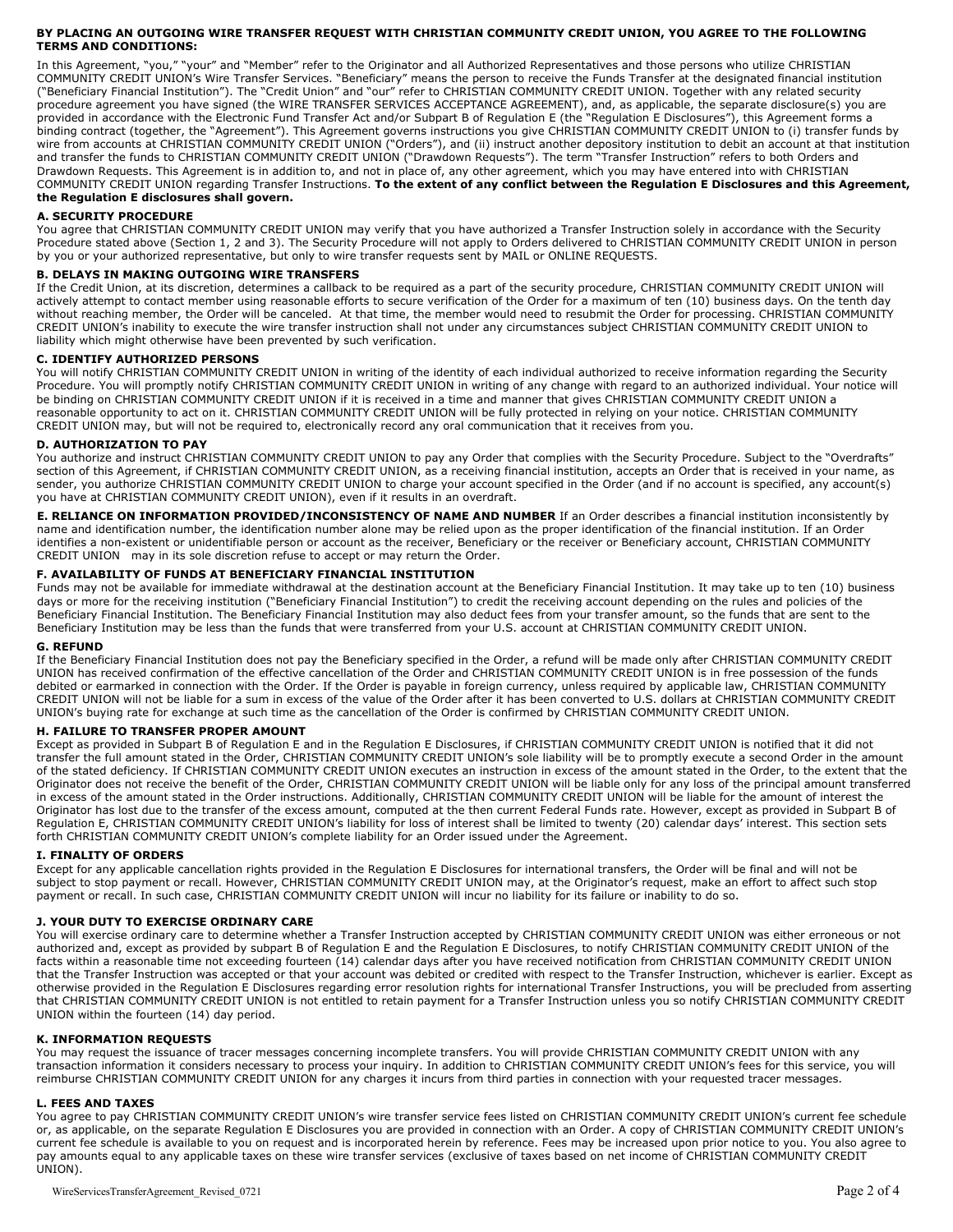**BY PLACING AN OUTGOING WIRE TRANSFER REQUEST WITH CHRISTIAN COMMUNITY CREDIT UNION, YOU AGREE TO THE FOLLOWING TERMS AND CONDITIONS:**

In this Agreement, "you," "your" and "Member" refer to the Originator and all Authorized Representatives and those persons who utilize CHRISTIAN COMMUNITY CREDIT UNION's Wire Transfer Services. "Beneficiary" means the person to receive the Funds Transfer at the designated financial institution ("Beneficiary Financial Institution"). The "Credit Union" and "our" refer to CHRISTIAN COMMUNITY CREDIT UNION. Together with any related security procedure agreement you have signed (the WIRE TRANSFER SERVICES ACCEPTANCE AGREEMENT), and, as applicable, the separate disclosure(s) you are provided in accordance with the Electronic Fund Transfer Act and/or Subpart B of Regulation E (the "Regulation E Disclosures"), this Agreement forms a binding contract (together, the "Agreement"). This Agreement governs instructions you give CHRISTIAN COMMUNITY CREDIT UNION to (i) transfer funds by wire from accounts at CHRISTIAN COMMUNITY CREDIT UNION ("Orders"), and (ii) instruct another depository institution to debit an account at that institution and transfer the funds to CHRISTIAN COMMUNITY CREDIT UNION ("Drawdown Requests"). The term "Transfer Instruction" refers to both Orders and Drawdown Requests. This Agreement is in addition to, and not in place of, any other agreement, which you may have entered into with CHRISTIAN COMMUNITY CREDIT UNION regarding Transfer Instructions. **To the extent of any conflict between the Regulation E Disclosures and this Agreement, the Regulation E disclosures shall govern.**

**A. SECURITY PROCEDURE**

You agree that CHRISTIAN COMMUNITY CREDIT UNION may verify that you have authorized a Transfer Instruction solely in accordance with the Security Procedure stated above (Section 1, 2 and 3). The Security Procedure will not apply to Orders delivered to CHRISTIAN COMMUNITY CREDIT UNION in person by you or your authorized representative, but only to wire transfer requests sent by MAIL or ONLINE REQUESTS.

**B. DELAYS IN MAKING OUTGOING WIRE TRANSFERS**

If the Credit Union, at its discretion, determines a callback to be required as a part of the security procedure, CHRISTIAN COMMUNITY CREDIT UNION will actively attempt to contact member using reasonable efforts to secure verification of the Order for a maximum of ten (10) business days. On the tenth day without reaching member, the Order will be canceled. At that time, the member would need to resubmit the Order for processing. CHRISTIAN COMMUNITY CREDIT UNION's inability to execute the wire transfer instruction shall not under any circumstances subject CHRISTIAN COMMUNITY CREDIT UNION to liability which might otherwise have been prevented by such verification.

**C. IDENTIFY AUTHORIZED PERSONS**

You will notify CHRISTIAN COMMUNITY CREDIT UNION in writing of the identity of each individual authorized to receive information regarding the Security Procedure. You will promptly notify CHRISTIAN COMMUNITY CREDIT UNION in writing of any change with regard to an authorized individual. Your notice will be binding on CHRISTIAN COMMUNITY CREDIT UNION if it is received in a time and manner that gives CHRISTIAN COMMUNITY CREDIT UNION a reasonable opportunity to act on it. CHRISTIAN COMMUNITY CREDIT UNION will be fully protected in relying on your notice. CHRISTIAN COMMUNITY CREDIT UNION may, but will not be required to, electronically record any oral communication that it receives from you.

**D. AUTHORIZATION TO PAY**

You authorize and instruct CHRISTIAN COMMUNITY CREDIT UNION to pay any Order that complies with the Security Procedure. Subject to the "Overdrafts" section of this Agreement, if CHRISTIAN COMMUNITY CREDIT UNION, as a receiving financial institution, accepts an Order that is received in your name, as sender, you authorize CHRISTIAN COMMUNITY CREDIT UNION to charge your account specified in the Order (and if no account is specified, any account(s) you have at CHRISTIAN COMMUNITY CREDIT UNION), even if it results in an overdraft.

**E. RELIANCE ON INFORMATION PROVIDED/INCONSISTENCY OF NAME AND NUMBER** If an Order describes a financial institution inconsistently by name and identification number, the identification number alone may be relied upon as the proper identification of the financial institution. If an Order identifies a non-existent or unidentifiable person or account as the receiver, Beneficiary or the receiver or Beneficiary account, CHRISTIAN COMMUNITY CREDIT UNION may in its sole discretion refuse to accept or may return the Order.

**F. AVAILABILITY OF FUNDS AT BENEFICIARY FINANCIAL INSTITUTION**

Funds may not be available for immediate withdrawal at the destination account at the Beneficiary Financial Institution. It may take up to ten (10) business days or more for the receiving institution ("Beneficiary Financial Institution") to credit the receiving account depending on the rules and policies of the Beneficiary Financial Institution. The Beneficiary Financial Institution may also deduct fees from your transfer amount, so the funds that are sent to the Beneficiary Institution may be less than the funds that were transferred from your U.S. account at CHRISTIAN COMMUNITY CREDIT UNION.

**G. REFUND**

If the Beneficiary Financial Institution does not pay the Beneficiary specified in the Order, a refund will be made only after CHRISTIAN COMMUNITY CREDIT UNION has received confirmation of the effective cancellation of the Order and CHRISTIAN COMMUNITY CREDIT UNION is in free possession of the funds debited or earmarked in connection with the Order. If the Order is payable in foreign currency, unless required by applicable law, CHRISTIAN COMMUNITY CREDIT UNION will not be liable for a sum in excess of the value of the Order after it has been converted to U.S. dollars at CHRISTIAN COMMUNITY CREDIT UNION's buying rate for exchange at such time as the cancellation of the Order is confirmed by CHRISTIAN COMMUNITY CREDIT UNION.

**H. FAILURE TO TRANSFER PROPER AMOUNT**

Except as provided in Subpart B of Regulation E and in the Regulation E Disclosures, if CHRISTIAN COMMUNITY CREDIT UNION is notified that it did not transfer the full amount stated in the Order, CHRISTIAN COMMUNITY CREDIT UNION's sole liability will be to promptly execute a second Order in the amount of the stated deficiency. If CHRISTIAN COMMUNITY CREDIT UNION executes an instruction in excess of the amount stated in the Order, to the extent that the Originator does not receive the benefit of the Order, CHRISTIAN COMMUNITY CREDIT UNION will be liable only for any loss of the principal amount transferred in excess of the amount stated in the Order instructions. Additionally, CHRISTIAN COMMUNITY CREDIT UNION will be liable for the amount of interest the Originator has lost due to the transfer of the excess amount, computed at the then current Federal Funds rate. However, except as provided in Subpart B of Regulation E, CHRISTIAN COMMUNITY CREDIT UNION's liability for loss of interest shall be limited to twenty (20) calendar days' interest. This section sets forth CHRISTIAN COMMUNITY CREDIT UNION's complete liability for an Order issued under the Agreement.

**I. FINALITY OF ORDERS**

Except for any applicable cancellation rights provided in the Regulation E Disclosures for international transfers, the Order will be final and will not be subject to stop payment or recall. However, CHRISTIAN COMMUNITY CREDIT UNION may, at the Originator's request, make an effort to affect such stop payment or recall. In such case, CHRISTIAN COMMUNITY CREDIT UNION will incur no liability for its failure or inability to do so.

**J. YOUR DUTY TO EXERCISE ORDINARY CARE**

You will exercise ordinary care to determine whether a Transfer Instruction accepted by CHRISTIAN COMMUNITY CREDIT UNION was either erroneous or not authorized and, except as provided by subpart B of Regulation E and the Regulation E Disclosures, to notify CHRISTIAN COMMUNITY CREDIT UNION of the facts within a reasonable time not exceeding fourteen (14) calendar days after you have received notification from CHRISTIAN COMMUNITY CREDIT UNION that the Transfer Instruction was accepted or that your account was debited or credited with respect to the Transfer Instruction, whichever is earlier. Except as otherwise provided in the Regulation E Disclosures regarding error resolution rights for international Transfer Instructions, you will be precluded from asserting that CHRISTIAN COMMUNITY CREDIT UNION is not entitled to retain payment for a Transfer Instruction unless you so notify CHRISTIAN COMMUNITY CREDIT UNION within the fourteen (14) day period.

**K. INFORMATION REQUESTS**

You may request the issuance of tracer messages concerning incomplete transfers. You will provide CHRISTIAN COMMUNITY CREDIT UNION with any transaction information it considers necessary to process your inquiry. In addition to CHRISTIAN COMMUNITY CREDIT UNION's fees for this service, you will reimburse CHRISTIAN COMMUNITY CREDIT UNION for any charges it incurs from third parties in connection with your requested tracer messages.

**L. FEES AND TAXES**

You agree to pay CHRISTIAN COMMUNITY CREDIT UNION's wire transfer service fees listed on CHRISTIAN COMMUNITY CREDIT UNION's current fee schedule or, as applicable, on the separate Regulation E Disclosures you are provided in connection with an Order. A copy of CHRISTIAN COMMUNITY CREDIT UNION's current fee schedule is available to you on request and is incorporated herein by reference. Fees may be increased upon prior notice to you. You also agree to pay amounts equal to any applicable taxes on these wire transfer services (exclusive of taxes based on net income of CHRISTIAN COMMUNITY CREDIT UNION).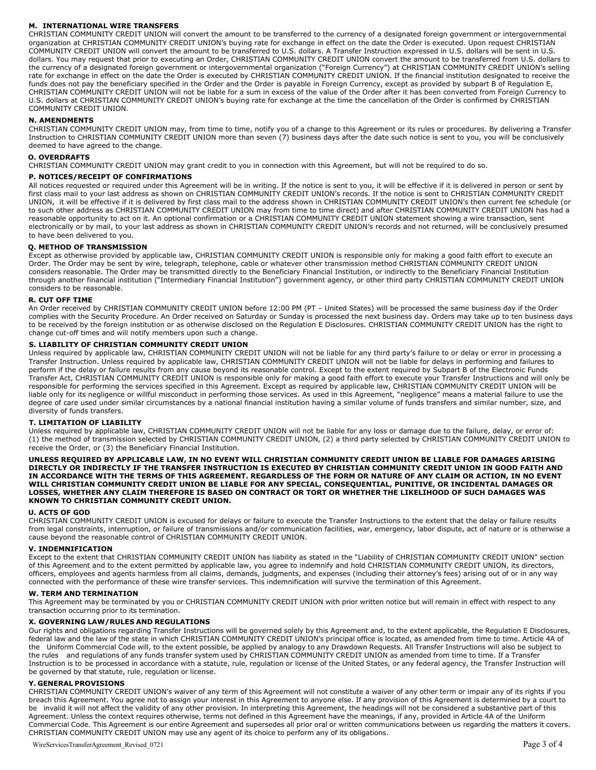## M. INTERNATIONAL WIRE TRANSFERS

CHRISTIAN COMMUNITY CREDIT UNION will convert the amount to be transferred to the currency of a designated foreign government or intergovernmental organization at CHRISTIAN COMMUNITY CREDIT UNION's buying rate for exchange in effect on the date the Order is executed. Upon request CHRISTIAN COMMUNITY CREDIT UNION will convert the amount to be transferred to U.S. dollars. A Transfer Instruction expressed in U.S. dollars will be sent in U.S. dollars. You may request that prior to executing an Order, CHRISTIAN COMMUNITY CREDIT UNION convert the amount to be transferred from U.S. dollars to the currency of a designated foreign government or intergovernmental organization ("Foreign Currency") at CHRISTIAN COMMUNITY CREDIT UNION's selling rate for exchange in effect on the date the Order is executed by CHRISTIAN COMMUNITY CREDIT UNION. If the financial institution designated to receive the funds does not pay the beneficiary specified in the Order and the Order is payable in Foreign Currency, except as provided by subpart B of Regulation E, CHRISTIAN COMMUNITY CREDIT UNION will not be liable for a sum in excess of the value of the Order after it has been converted from Foreign Currency to U.S. dollars at CHRISTIAN COMMUNITY CREDIT UNION's buying rate for exchange at the time the cancellation of the Order is confirmed by CHRISTIAN COMMUNITY CREDIT UNION.

## N. AMENDMENTS

CHRISTIAN COMMUNITY CREDIT UNION may, from time to time, notify you of a change to this Agreement or its rules or procedures. By delivering a Transfer Instruction to CHRISTIAN COMMUNITY CREDIT UNION more than seven (7) business days after the date such notice is sent to you, you will be conclusively deemed to have agreed to the change.

## O. OVERDRAFTS

CHRISTIAN COMMUNITY CREDIT UNION may grant credit to you in connection with this Agreement, but will not be required to do so.

## P. NOTICES/RECEIPT OF CONFIRMATIONS

All notices requested or required under this Agreement will be in writing. If the notice is sent to you, it will be effective if it is delivered in person or sent by first class mail to your last address as shown on CHRISTIAN COMMUNITY CREDIT UNION's records. If the notice is sent to CHRISTIAN COMMUNITY CREDIT UNION, it will be effective if it is delivered by first class mail to the address shown in CHRISTIAN COMMUNITY CREDIT UNION's then current fee schedule (or to such other address as CHRISTIAN COMMUNITY CREDIT UNION may from time to time direct) and after CHRISTIAN COMMUNITY CREDIT UNION has had a reasonable opportunity to act on it. An optional confirmation or a CHRISTIAN COMMUNITY CREDIT UNION statement showing a wire transaction, sent electronically or by mail, to your last address as shown in CHRISTIAN COMMUNITY CREDIT UNION's records and not returned, will be conclusively presumed to have been delivered to you.

## Q. METHOD OF TRANSMISSION

Except as otherwise provided by applicable law, CHRISTIAN COMMUNITY CREDIT UNION is responsible only for making a good faith effort to execute an Order. The Order may be sent by wire, telegraph, telephone, cable or whatever other transmission method CHRISTIAN COMMUNITY CREDIT UNION considers reasonable. The Order may be transmitted directly to the Beneficiary Financial Institution, or indirectly to the Beneficiary Financial Institution through another financial institution ("Intermediary Financial Institution") government agency, or other third party CHRISTIAN COMMUNITY CREDIT UNION considers to be reasonable.

## R. CUT OFF TIME

An Order received by CHRISTIAN COMMUNITY CREDIT UNION before 12:00 PM (PT – United States) will be processed the same business day if the Order complies with the Security Procedure. An Order received on Saturday or Sunday is processed the next business day. Orders may take up to ten business days to be received by the foreign institution or as otherwise disclosed on the Regulation E Disclosures. CHRISTIAN COMMUNITY CREDIT UNION has the right to change cut-off times and will notify members upon such a change.

## S. LIABILITY OF CHRISTIAN COMMUNITY CREDIT UNION

Unless required by applicable law, CHRISTIAN COMMUNITY CREDIT UNION will not be liable for any third party's failure to or delay or error in processing a Transfer Instruction. Unless required by applicable law, CHRISTIAN COMMUNITY CREDIT UNION will not be liable for delays in performing and failures to perform if the delay or failure results from any cause beyond its reasonable control. Except to the extent required by Subpart B of the Electronic Funds Transfer Act, CHRISTIAN COMMUNITY CREDIT UNION is responsible only for making a good faith effort to execute your Transfer Instructions and will only be responsible for performing the services specified in this Agreement. Except as required by applicable law, CHRISTIAN COMMUNITY CREDIT UNION will be liable only for its negligence or willful misconduct in performing those services. As used in this Agreement, "negligence" means a material failure to use the degree of care used under similar circumstances by a national financial institution having a similar volume of funds transfers and similar number, size, and diversity of funds transfers.

## T. LIMITATION OF LIABILITY

Unless required by applicable law, CHRISTIAN COMMUNITY CREDIT UNION will not be liable for any loss or damage due to the failure, delay, or error of: (1) the method of transmission selected by CHRISTIAN COMMUNITY CREDIT UNION, (2) a third party selected by CHRISTIAN COMMUNITY CREDIT UNION to receive the Order, or (3) the Beneficiary Financial Institution.

**UNLESS REQUIRED BY APPLICABLE LAW, IN NO EVENT WILL CHRISTIAN COMMUNITY CREDIT UNION BE LIABLE FOR DAMAGES ARISING DIRECTLY OR INDIRECTLY IF THE TRANSFER INSTRUCTION IS EXECUTED BY CHRISTIAN COMMUNITY CREDIT UNION IN GOOD FAITH AND IN ACCORDANCE WITH THE TERMS OF THIS AGREEMENT. REGARDLESS OF THE FORM OR NATURE OF ANY CLAIM OR ACTION, IN NO EVENT WILL CHRISTIAN COMMUNITY CREDIT UNION BE LIABLE FOR ANY SPECIAL, CONSEQUENTIAL, PUNITIVE, OR INCIDENTAL DAMAGES OR LOSSES, WHETHER ANY CLAIM THEREFORE IS BASED ON CONTRACT OR TORT OR WHETHER THE LIKELIHOOD OF SUCH DAMAGES WAS KNOWN TO CHRISTIAN COMMUNITY CREDIT UNION.**

## U. ACTS OF GOD

CHRISTIAN COMMUNITY CREDIT UNION is excused for delays or failure to execute the Transfer Instructions to the extent that the delay or failure results from legal constraints, interruption, or failure of transmissions and/or communication facilities, war, emergency, labor dispute, act of nature or is otherwise a cause beyond the reasonable control of CHRISTIAN COMMUNITY CREDIT UNION.

## V. INDEMNIFICATION

Except to the extent that CHRISTIAN COMMUNITY CREDIT UNION has liability as stated in the "Liability of CHRISTIAN COMMUNITY CREDIT UNION" section of this Agreement and to the extent permitted by applicable law, you agree to indemnify and hold CHRISTIAN COMMUNITY CREDIT UNION, its directors, officers, employees and agents harmless from all claims, demands, judgments, and expenses (including their attorney's fees) arising out of or in any way connected with the performance of these wire transfer services. This indemnification will survive the termination of this Agreement.

## W. TERM AND TERMINATION

This Agreement may be terminated by you or CHRISTIAN COMMUNITY CREDIT UNION with prior written notice but will remain in effect with respect to any transaction occurring prior to its termination.

## X. GOVERNING LAW/RULES AND REGULATIONS

Our rights and obligations regarding Transfer Instructions will be governed solely by this Agreement and, to the extent applicable, the Regulation E Disclosures, federal law and the law of the state in which CHRISTIAN COMMUNITY CREDIT UNION's principal office is located, as amended from time to time. Article 4A of the Uniform Commercial Code will, to the extent possible, be applied by analogy to any Drawdown Requests. All Transfer Instructions will also be subject to the rules and regulations of any funds transfer system used by CHRISTIAN COMMUNITY CREDIT UNION as amended from time to time. If a Transfer Instruction is to be processed in accordance with a statute, rule, regulation or license of the United States, or any federal agency, the Transfer Instruction will be governed by that statute, rule, regulation or license.

## Y. GENERAL PROVISIONS

CHRISTIAN COMMUNITY CREDIT UNION's waiver of any term of this Agreement will not constitute a waiver of any other term or impair any of its rights if you breach this Agreement. You agree not to assign your interest in this Agreement to anyone else. If any provision of this Agreement is determined by a court to be invalid it will not affect the validity of any other provision. In interpreting this Agreement, the headings will not be considered a substantive part of this Agreement. Unless the context requires otherwise, terms not defined in this Agreement have the meanings, if any, provided in Article 4A of the Uniform Commercial Code. This Agreement is our entire Agreement and supersedes all prior oral or written communications between us regarding the matters it covers. CHRISTIAN COMMUNITY CREDIT UNION may use any agent of its choice to perform any of its obligations.

WireServicesTransferAgreement_Revised_0721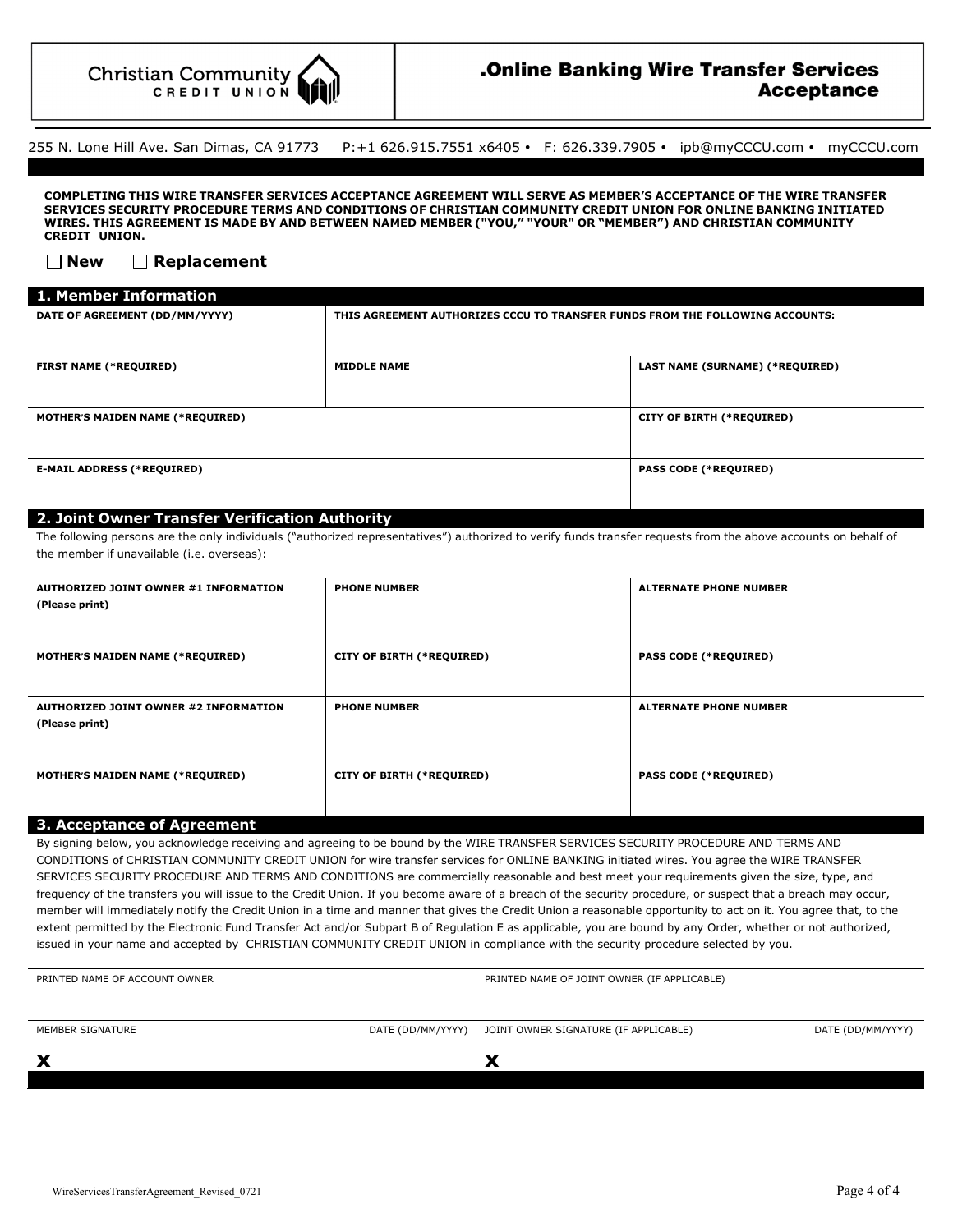Christian Community CREDIT UNION

# .Online Banking Wire Transfer Services Acceptance

255 N. Lone Hill Ave. San Dimas, CA 91773 P:+1 626.915.7551 x6405 • F: 626.339.7905 • ipb@myCCCU.com • myCCCU.com

**COMPLETING THIS WIRE TRANSFER SERVICES ACCEPTANCE AGREEMENT WILL SERVE AS MEMBER'S ACCEPTANCE OF THE WIRE TRANSFER SERVICES SECURITY PROCEDURE TERMS AND CONDITIONS OF CHRISTIAN COMMUNITY CREDIT UNION FOR ONLINE BANKING INITIATED WIRES. THIS AGREEMENT IS MADE BY AND BETWEEN NAMED MEMBER ("YOU," "YOUR" OR "MEMBER") AND CHRISTIAN COMMUNITY CREDIT UNION.**

☐ **New** ☐ **Replacement**

## 1. Member Information

| | | |
|---|---|---|
| DATE OF AGREEMENT (DD/MM/YYYY) | THIS AGREEMENT AUTHORIZES CCCU TO TRANSFER FUNDS FROM THE FOLLOWING ACCOUNTS: | |
| FIRST NAME (*REQUIRED) | MIDDLE NAME | LAST NAME (SURNAME) (*REQUIRED) |
| MOTHER'S MAIDEN NAME (*REQUIRED) | | CITY OF BIRTH (*REQUIRED) |
| E-MAIL ADDRESS (*REQUIRED) | | PASS CODE (*REQUIRED) |

## 2. Joint Owner Transfer Verification Authority

The following persons are the only individuals ("authorized representatives") authorized to verify funds transfer requests from the above accounts on behalf of the member if unavailable (i.e. overseas):

| | | |
|---|---|---|
| AUTHORIZED JOINT OWNER #1 INFORMATION (Please print) | PHONE NUMBER | ALTERNATE PHONE NUMBER |
| MOTHER'S MAIDEN NAME (*REQUIRED) | CITY OF BIRTH (*REQUIRED) | PASS CODE (*REQUIRED) |
| AUTHORIZED JOINT OWNER #2 INFORMATION (Please print) | PHONE NUMBER | ALTERNATE PHONE NUMBER |
| MOTHER'S MAIDEN NAME (*REQUIRED) | CITY OF BIRTH (*REQUIRED) | PASS CODE (*REQUIRED) |

## 3. Acceptance of Agreement

By signing below, you acknowledge receiving and agreeing to be bound by the WIRE TRANSFER SERVICES SECURITY PROCEDURE AND TERMS AND CONDITIONS of CHRISTIAN COMMUNITY CREDIT UNION for wire transfer services for ONLINE BANKING initiated wires. You agree the WIRE TRANSFER SERVICES SECURITY PROCEDURE AND TERMS AND CONDITIONS are commercially reasonable and best meet your requirements given the size, type, and frequency of the transfers you will issue to the Credit Union. If you become aware of a breach of the security procedure, or suspect that a breach may occur, member will immediately notify the Credit Union in a time and manner that gives the Credit Union a reasonable opportunity to act on it. You agree that, to the extent permitted by the Electronic Fund Transfer Act and/or Subpart B of Regulation E as applicable, you are bound by any Order, whether or not authorized, issued in your name and accepted by CHRISTIAN COMMUNITY CREDIT UNION in compliance with the security procedure selected by you.

| | | | |
|---|---|---|---|
| PRINTED NAME OF ACCOUNT OWNER | | PRINTED NAME OF JOINT OWNER (IF APPLICABLE) | |
| MEMBER SIGNATURE | DATE (DD/MM/YYYY) | JOINT OWNER SIGNATURE (IF APPLICABLE) | DATE (DD/MM/YYYY) |
| **X** | | **X** | |

WireServicesTransferAgreement_Revised_0721